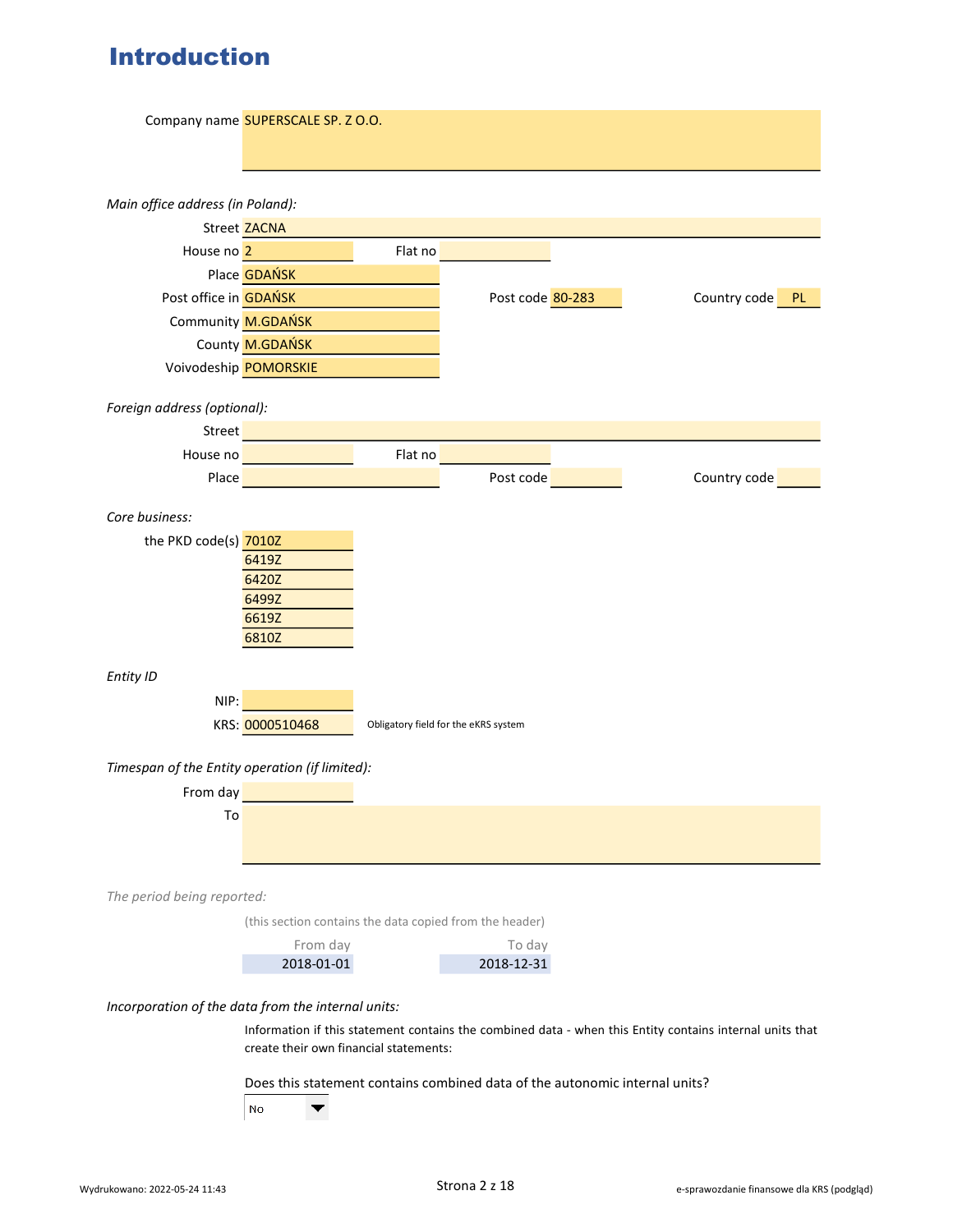# Introduction

Company name: SUPERSCALE SP. Z O.O.

*Main office address (in Poland):*

| | | | | | |
|---|---|---|---|---|---|
| Street | ZACNA | | | | |
| House no | 2 | Flat no | | | |
| Place | GDAŃSK | | | | |
| Post office in | GDAŃSK | Post code | 80-283 | Country code | PL |
| Community | M.GDAŃSK | | | | |
| County | M.GDAŃSK | | | | |
| Voivodeship | POMORSKIE | | | | |

*Foreign address (optional):*

| | | | | | |
|---|---|---|---|---|---|
| Street | | | | | |
| House no | | Flat no | | | |
| Place | | Post code | | Country code | |

*Core business:*

the PKD code(s):
- 7010Z
- 6419Z
- 6420Z
- 6499Z
- 6619Z
- 6810Z

*Entity ID*

NIP:

KRS: 0000510468 — Obligatory field for the eKRS system

*Timespan of the Entity operation (if limited):*

From day:

To:

*The period being reported:*

(this section contains the data copied from the header)

| From day | To day |
|---|---|
| 2018-01-01 | 2018-12-31 |

*Incorporation of the data from the internal units:*

Information if this statement contains the combined data - when this Entity contains internal units that create their own financial statements:

Does this statement contains combined data of the autonomic internal units?

No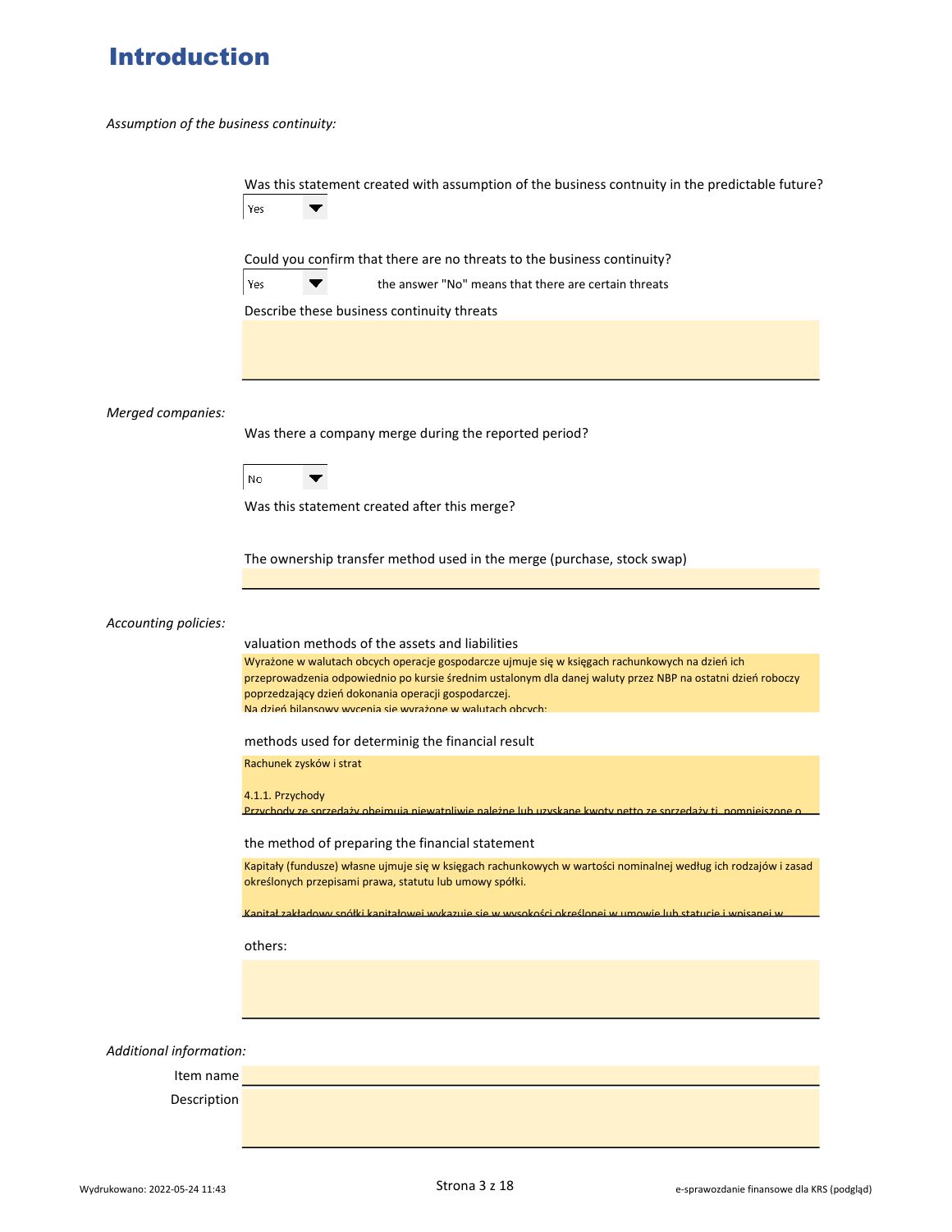# Introduction

*Assumption of the business continuity:*

Was this statement created with assumption of the business contnuity in the predictable future?

Yes

Could you confirm that there are no threats to the business continuity?

Yes — the answer "No" means that there are certain threats

Describe these business continuity threats

*Merged companies:*

Was there a company merge during the reported period?

No

Was this statement created after this merge?

The ownership transfer method used in the merge (purchase, stock swap)

*Accounting policies:*

valuation methods of the assets and liabilities

Wyrażone w walutach obcych operacje gospodarcze ujmuje się w księgach rachunkowych na dzień ich przeprowadzenia odpowiednio po kursie średnim ustalonym dla danej waluty przez NBP na ostatni dzień roboczy poprzedzający dzień dokonania operacji gospodarczej.
Na dzień bilansowy wycenia się wyrażone w walutach obcych:

methods used for determinig the financial result

Rachunek zysków i strat

4.1.1. Przychody

Przychody ze sprzedaży obejmują niewątpliwie należne lub uzyskane kwoty netto ze sprzedaży tj. pomniejszone o

the method of preparing the financial statement

Kapitały (fundusze) własne ujmuje się w księgach rachunkowych w wartości nominalnej według ich rodzajów i zasad określonych przepisami prawa, statutu lub umowy spółki.

Kapitał zakładowy spółki kapitałowej wykazuje się w wysokości określonej w umowie lub statucie i wpisanej w

others:

*Additional information:*

Item name

Description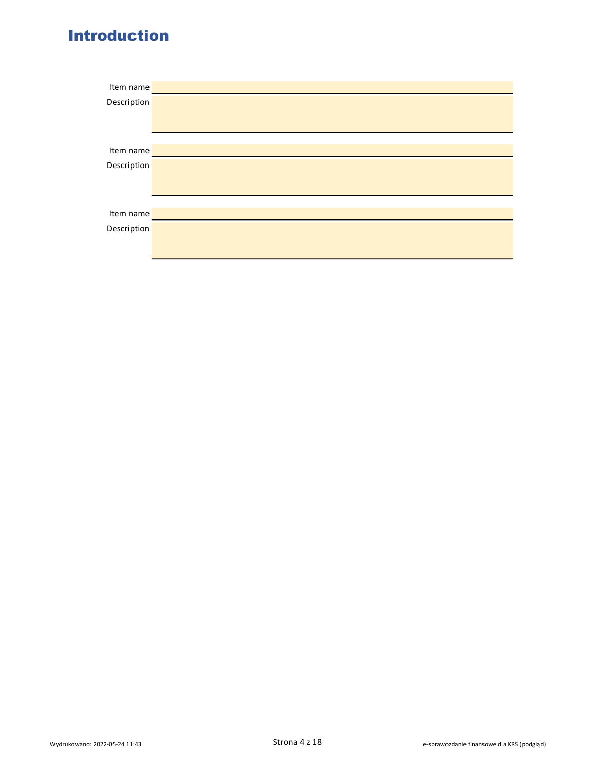# Introduction

| | |
|---|---|
| Item name | |
| Description | |

| | |
|---|---|
| Item name | |
| Description | |

| | |
|---|---|
| Item name | |
| Description | |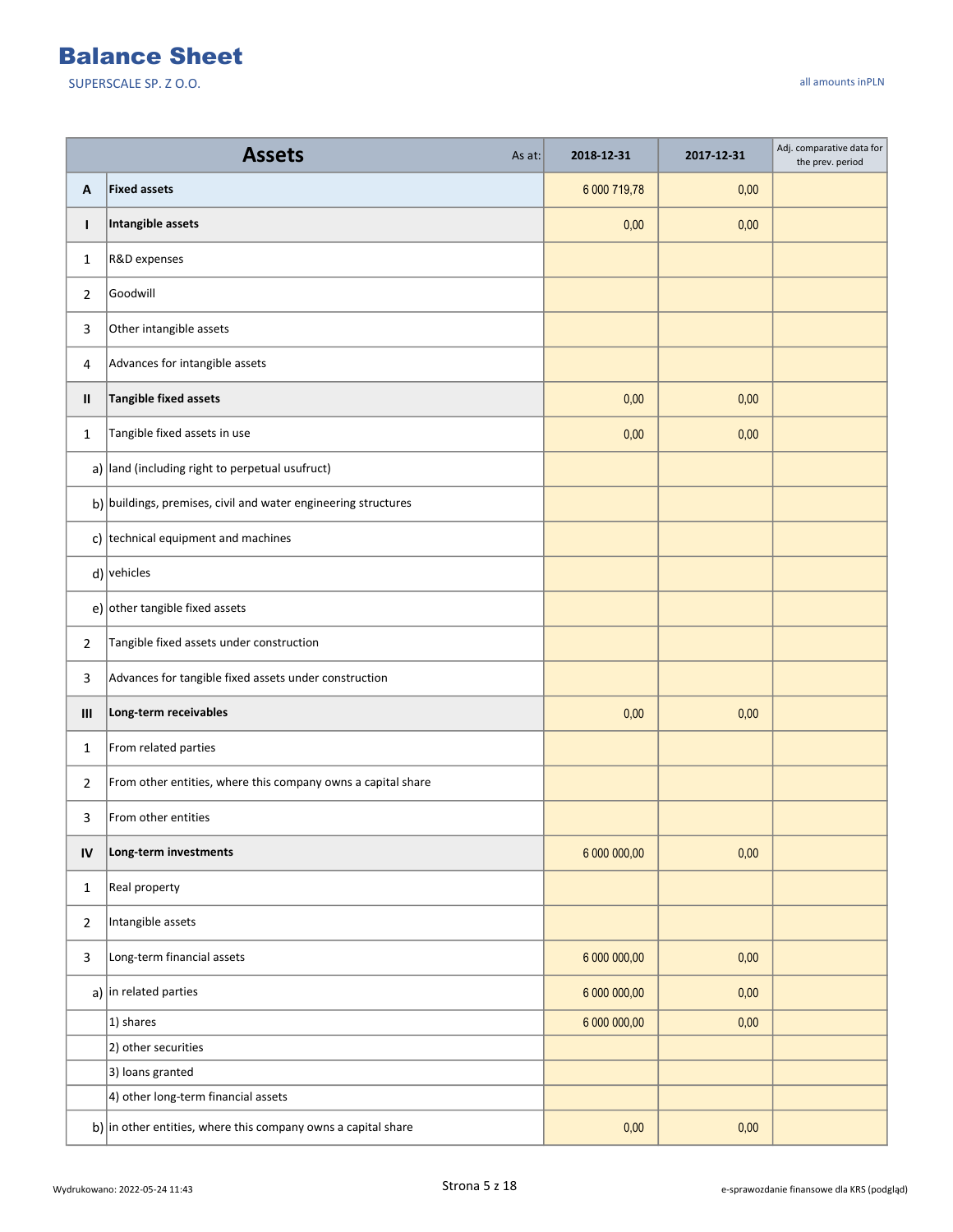# Balance Sheet

SUPERSCALE SP. Z O.O.

all amounts inPLN

| | Assets (As at:) | 2018-12-31 | 2017-12-31 | Adj. comparative data for the prev. period |
|---|---|---|---|---|
| **A** | **Fixed assets** | 6 000 719,78 | 0,00 | |
| **I** | **Intangible assets** | 0,00 | 0,00 | |
| 1 | R&D expenses | | | |
| 2 | Goodwill | | | |
| 3 | Other intangible assets | | | |
| 4 | Advances for intangible assets | | | |
| **II** | **Tangible fixed assets** | 0,00 | 0,00 | |
| 1 | Tangible fixed assets in use | 0,00 | 0,00 | |
| a) | land (including right to perpetual usufruct) | | | |
| b) | buildings, premises, civil and water engineering structures | | | |
| c) | technical equipment and machines | | | |
| d) | vehicles | | | |
| e) | other tangible fixed assets | | | |
| 2 | Tangible fixed assets under construction | | | |
| 3 | Advances for tangible fixed assets under construction | | | |
| **III** | **Long-term receivables** | 0,00 | 0,00 | |
| 1 | From related parties | | | |
| 2 | From other entities, where this company owns a capital share | | | |
| 3 | From other entities | | | |
| **IV** | **Long-term investments** | 6 000 000,00 | 0,00 | |
| 1 | Real property | | | |
| 2 | Intangible assets | | | |
| 3 | Long-term financial assets | 6 000 000,00 | 0,00 | |
| a) | in related parties | 6 000 000,00 | 0,00 | |
| | 1) shares | 6 000 000,00 | 0,00 | |
| | 2) other securities | | | |
| | 3) loans granted | | | |
| | 4) other long-term financial assets | | | |
| b) | in other entities, where this company owns a capital share | 0,00 | 0,00 | |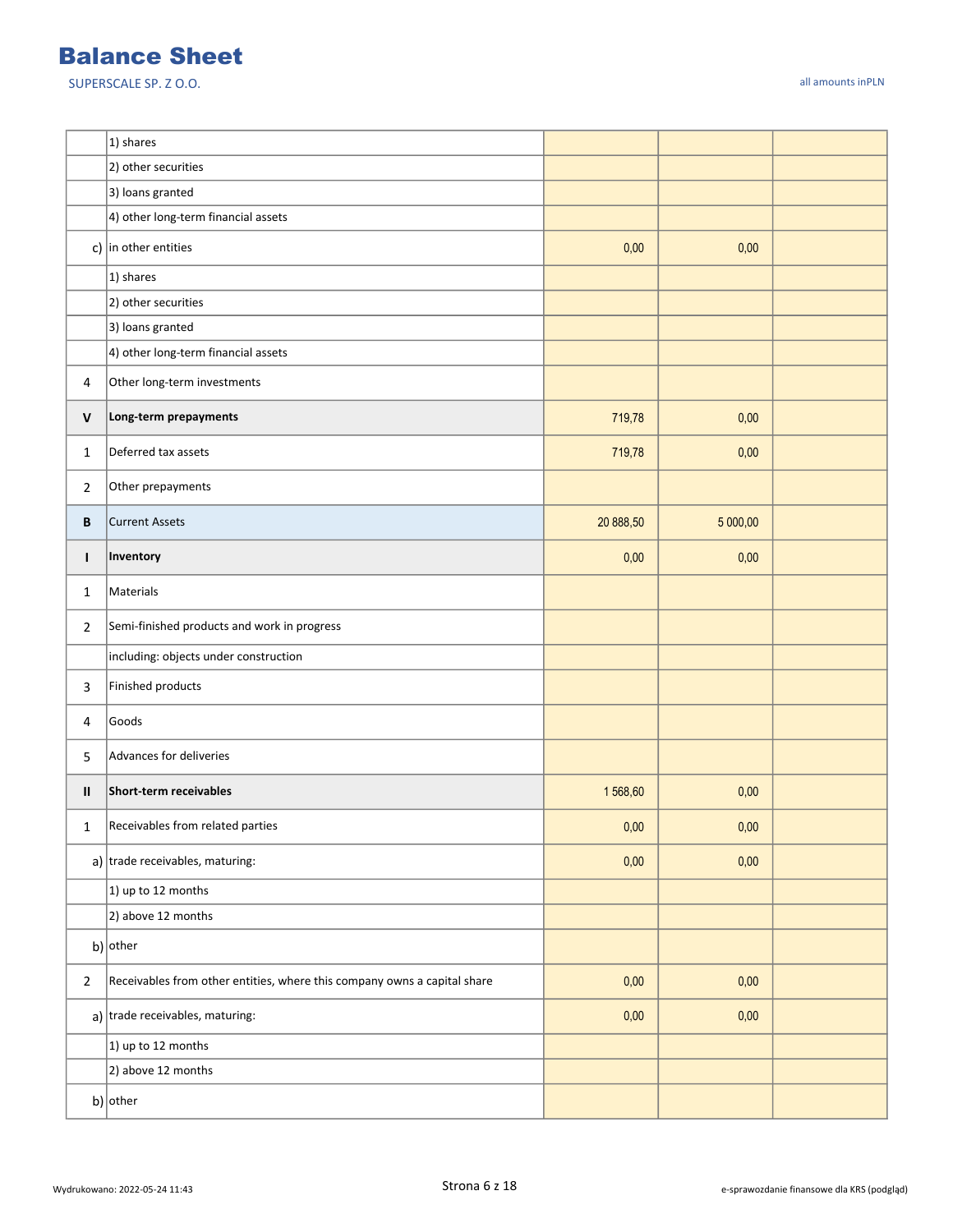# Balance Sheet

SUPERSCALE SP. Z O.O.

all amounts inPLN

| | | | | |
|---|---|---|---|---|
| | 1) shares | | | |
| | 2) other securities | | | |
| | 3) loans granted | | | |
| | 4) other long-term financial assets | | | |
| c) | in other entities | 0,00 | 0,00 | |
| | 1) shares | | | |
| | 2) other securities | | | |
| | 3) loans granted | | | |
| | 4) other long-term financial assets | | | |
| 4 | Other long-term investments | | | |
| **V** | **Long-term prepayments** | 719,78 | 0,00 | |
| 1 | Deferred tax assets | 719,78 | 0,00 | |
| 2 | Other prepayments | | | |
| **B** | Current Assets | 20 888,50 | 5 000,00 | |
| **I** | **Inventory** | 0,00 | 0,00 | |
| 1 | Materials | | | |
| 2 | Semi-finished products and work in progress | | | |
| | including: objects under construction | | | |
| 3 | Finished products | | | |
| 4 | Goods | | | |
| 5 | Advances for deliveries | | | |
| **II** | **Short-term receivables** | 1 568,60 | 0,00 | |
| 1 | Receivables from related parties | 0,00 | 0,00 | |
| a) | trade receivables, maturing: | 0,00 | 0,00 | |
| | 1) up to 12 months | | | |
| | 2) above 12 months | | | |
| b) | other | | | |
| 2 | Receivables from other entities, where this company owns a capital share | 0,00 | 0,00 | |
| a) | trade receivables, maturing: | 0,00 | 0,00 | |
| | 1) up to 12 months | | | |
| | 2) above 12 months | | | |
| b) | other | | | |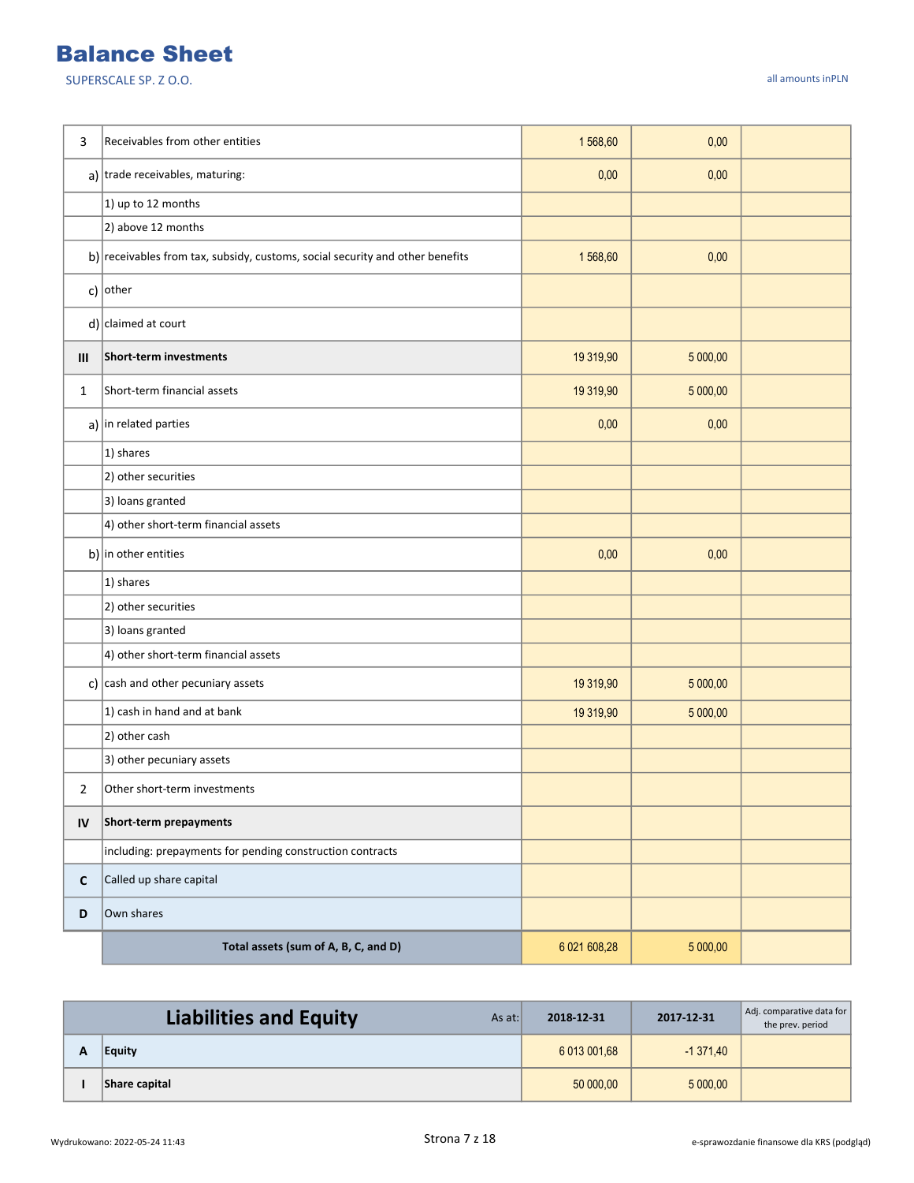# Balance Sheet

SUPERSCALE SP. Z O.O.

all amounts inPLN

| | | | | |
|---|---|---|---|---|
| 3 | Receivables from other entities | 1 568,60 | 0,00 | |
| a) | trade receivables, maturing: | 0,00 | 0,00 | |
| | 1) up to 12 months | | | |
| | 2) above 12 months | | | |
| b) | receivables from tax, subsidy, customs, social security and other benefits | 1 568,60 | 0,00 | |
| c) | other | | | |
| d) | claimed at court | | | |
| **III** | **Short-term investments** | 19 319,90 | 5 000,00 | |
| 1 | Short-term financial assets | 19 319,90 | 5 000,00 | |
| a) | in related parties | 0,00 | 0,00 | |
| | 1) shares | | | |
| | 2) other securities | | | |
| | 3) loans granted | | | |
| | 4) other short-term financial assets | | | |
| b) | in other entities | 0,00 | 0,00 | |
| | 1) shares | | | |
| | 2) other securities | | | |
| | 3) loans granted | | | |
| | 4) other short-term financial assets | | | |
| c) | cash and other pecuniary assets | 19 319,90 | 5 000,00 | |
| | 1) cash in hand and at bank | 19 319,90 | 5 000,00 | |
| | 2) other cash | | | |
| | 3) other pecuniary assets | | | |
| 2 | Other short-term investments | | | |
| **IV** | **Short-term prepayments** | | | |
| | including: prepayments for pending construction contracts | | | |
| **C** | Called up share capital | | | |
| **D** | Own shares | | | |
| | **Total assets (sum of A, B, C, and D)** | 6 021 608,28 | 5 000,00 | |

| | **Liabilities and Equity** As at: | 2018-12-31 | 2017-12-31 | Adj. comparative data for the prev. period |
|---|---|---|---|---|
| **A** | **Equity** | 6 013 001,68 | -1 371,40 | |
| **I** | **Share capital** | 50 000,00 | 5 000,00 | |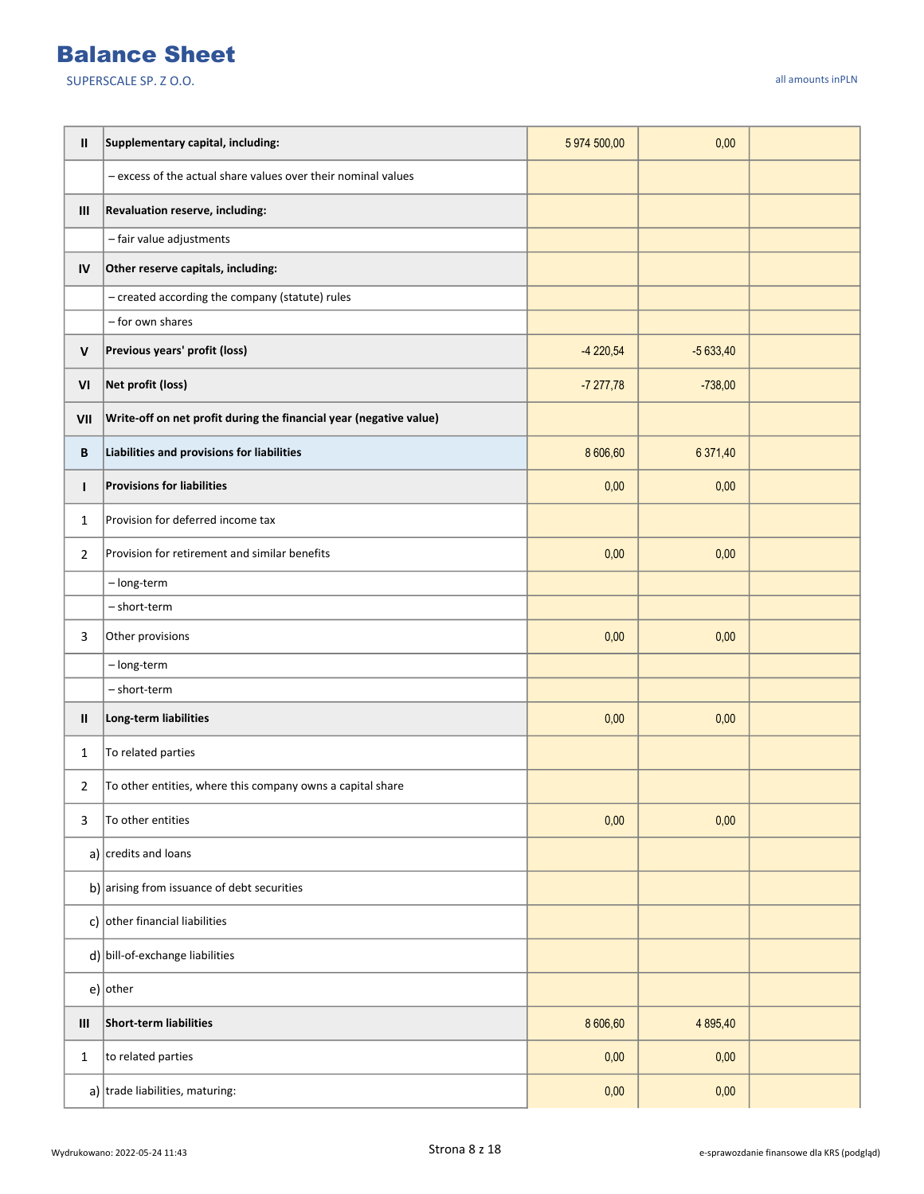# Balance Sheet

SUPERSCALE SP. Z O.O.

all amounts inPLN

| | | | | |
|---|---|---|---|---|
| II | **Supplementary capital, including:** | 5 974 500,00 | 0,00 | |
| | – excess of the actual share values over their nominal values | | | |
| III | **Revaluation reserve, including:** | | | |
| | – fair value adjustments | | | |
| IV | **Other reserve capitals, including:** | | | |
| | – created according the company (statute) rules | | | |
| | – for own shares | | | |
| V | **Previous years' profit (loss)** | -4 220,54 | -5 633,40 | |
| VI | **Net profit (loss)** | -7 277,78 | -738,00 | |
| VII | **Write-off on net profit during the financial year (negative value)** | | | |
| B | **Liabilities and provisions for liabilities** | 8 606,60 | 6 371,40 | |
| I | **Provisions for liabilities** | 0,00 | 0,00 | |
| 1 | Provision for deferred income tax | | | |
| 2 | Provision for retirement and similar benefits | 0,00 | 0,00 | |
| | – long-term | | | |
| | – short-term | | | |
| 3 | Other provisions | 0,00 | 0,00 | |
| | – long-term | | | |
| | – short-term | | | |
| II | **Long-term liabilities** | 0,00 | 0,00 | |
| 1 | To related parties | | | |
| 2 | To other entities, where this company owns a capital share | | | |
| 3 | To other entities | 0,00 | 0,00 | |
| a) | credits and loans | | | |
| b) | arising from issuance of debt securities | | | |
| c) | other financial liabilities | | | |
| d) | bill-of-exchange liabilities | | | |
| e) | other | | | |
| III | **Short-term liabilities** | 8 606,60 | 4 895,40 | |
| 1 | to related parties | 0,00 | 0,00 | |
| a) | trade liabilities, maturing: | 0,00 | 0,00 | |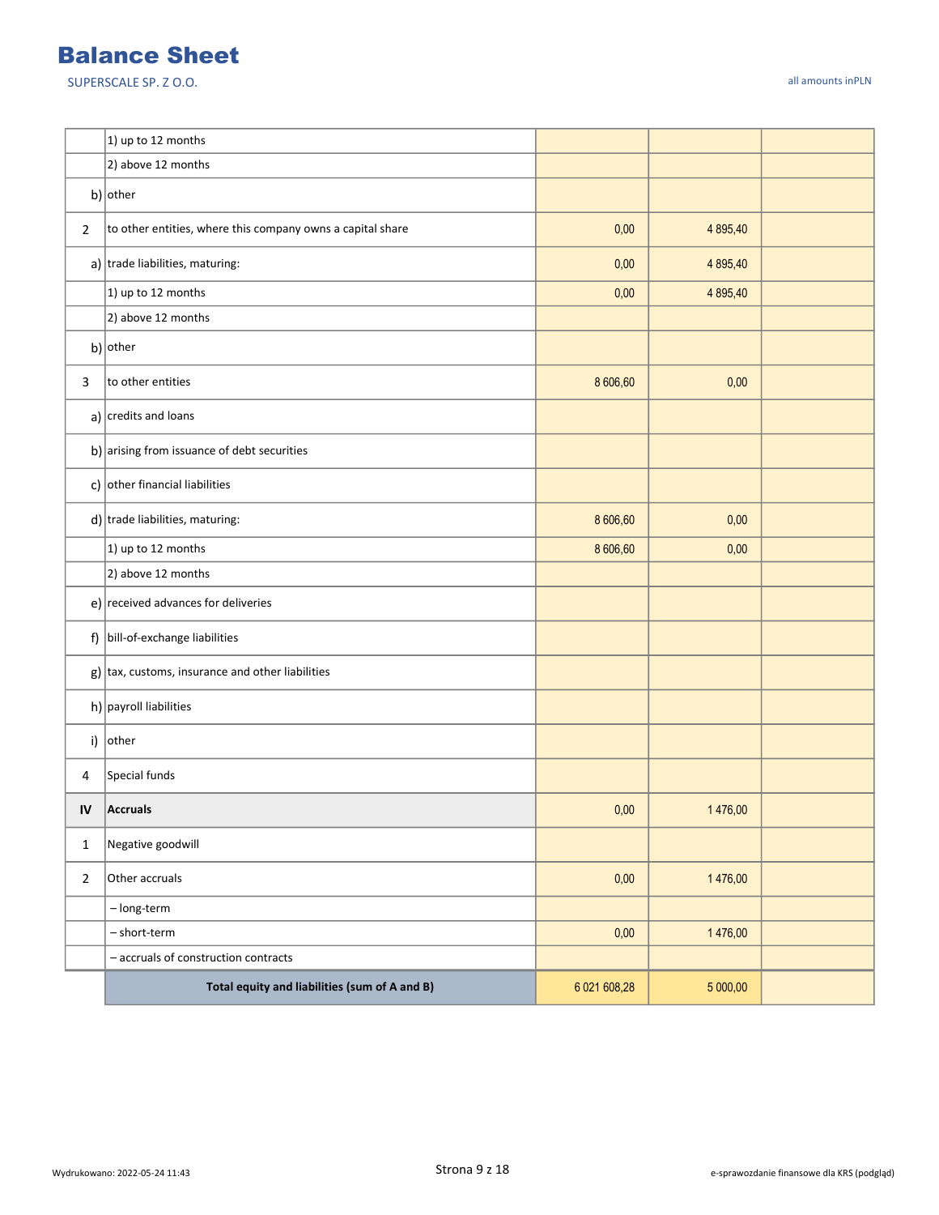# Balance Sheet

SUPERSCALE SP. Z O.O.

all amounts inPLN

| | | | | |
|---|---|---|---|---|
| | 1) up to 12 months | | | |
| | 2) above 12 months | | | |
| b) | other | | | |
| 2 | to other entities, where this company owns a capital share | 0,00 | 4 895,40 | |
| a) | trade liabilities, maturing: | 0,00 | 4 895,40 | |
| | 1) up to 12 months | 0,00 | 4 895,40 | |
| | 2) above 12 months | | | |
| b) | other | | | |
| 3 | to other entities | 8 606,60 | 0,00 | |
| a) | credits and loans | | | |
| b) | arising from issuance of debt securities | | | |
| c) | other financial liabilities | | | |
| d) | trade liabilities, maturing: | 8 606,60 | 0,00 | |
| | 1) up to 12 months | 8 606,60 | 0,00 | |
| | 2) above 12 months | | | |
| e) | received advances for deliveries | | | |
| f) | bill-of-exchange liabilities | | | |
| g) | tax, customs, insurance and other liabilities | | | |
| h) | payroll liabilities | | | |
| i) | other | | | |
| 4 | Special funds | | | |
| **IV** | **Accruals** | 0,00 | 1 476,00 | |
| 1 | Negative goodwill | | | |
| 2 | Other accruals | 0,00 | 1 476,00 | |
| | – long-term | | | |
| | – short-term | 0,00 | 1 476,00 | |
| | – accruals of construction contracts | | | |
| | **Total equity and liabilities (sum of A and B)** | 6 021 608,28 | 5 000,00 | |

Wydrukowano: 2022-05-24 11:43

e-sprawozdanie finansowe dla KRS (podgląd)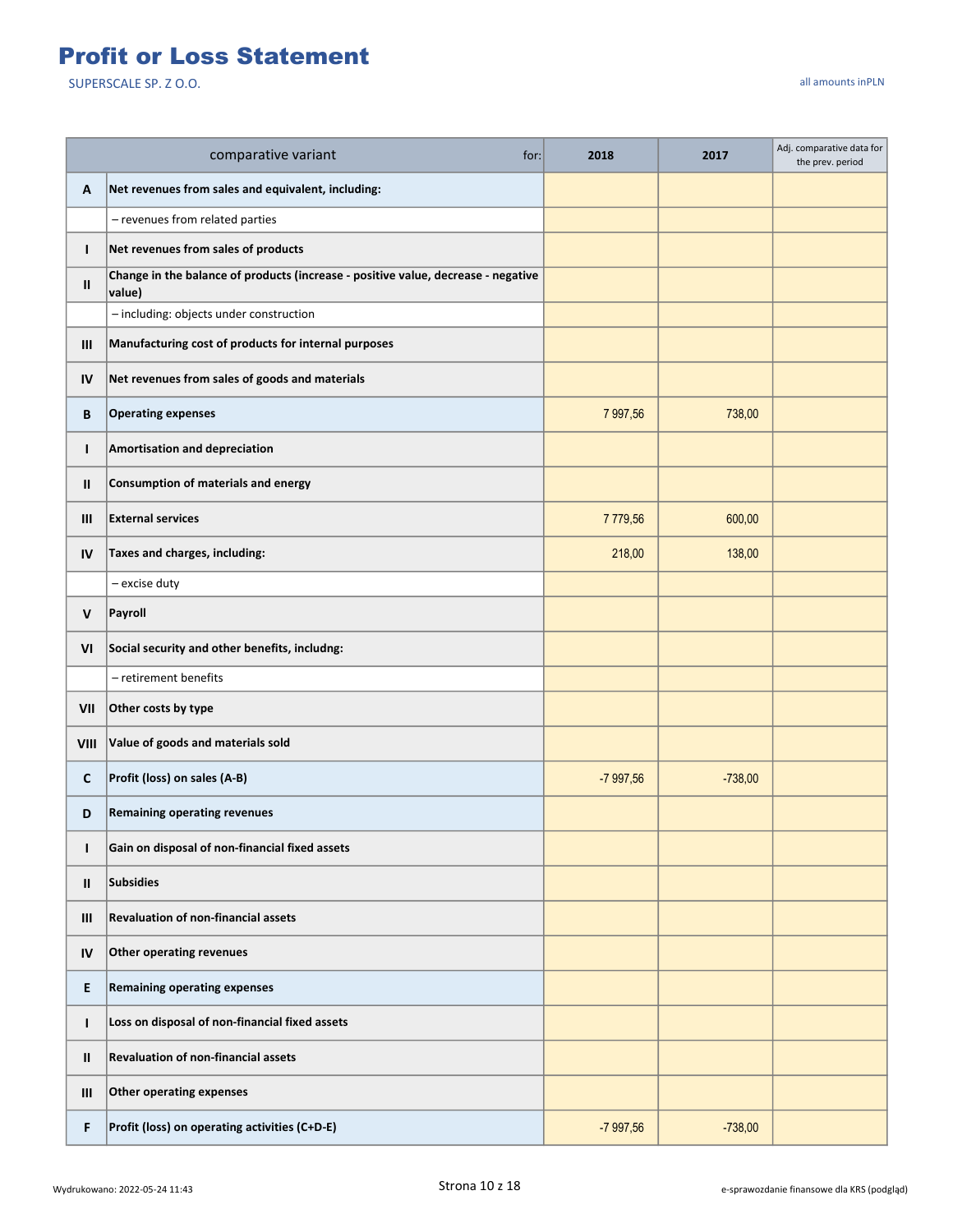# Profit or Loss Statement

SUPERSCALE SP. Z O.O.

all amounts inPLN

| | comparative variant for: | 2018 | 2017 | Adj. comparative data for the prev. period |
|---|---|---|---|---|
| **A** | **Net revenues from sales and equivalent, including:** | | | |
| | – revenues from related parties | | | |
| **I** | **Net revenues from sales of products** | | | |
| **II** | **Change in the balance of products (increase - positive value, decrease - negative value)** | | | |
| | – including: objects under construction | | | |
| **III** | **Manufacturing cost of products for internal purposes** | | | |
| **IV** | **Net revenues from sales of goods and materials** | | | |
| **B** | **Operating expenses** | 7 997,56 | 738,00 | |
| **I** | **Amortisation and depreciation** | | | |
| **II** | **Consumption of materials and energy** | | | |
| **III** | **External services** | 7 779,56 | 600,00 | |
| **IV** | **Taxes and charges, including:** | 218,00 | 138,00 | |
| | – excise duty | | | |
| **V** | **Payroll** | | | |
| **VI** | **Social security and other benefits, includng:** | | | |
| | – retirement benefits | | | |
| **VII** | **Other costs by type** | | | |
| **VIII** | **Value of goods and materials sold** | | | |
| **C** | **Profit (loss) on sales (A-B)** | -7 997,56 | -738,00 | |
| **D** | **Remaining operating revenues** | | | |
| **I** | **Gain on disposal of non-financial fixed assets** | | | |
| **II** | **Subsidies** | | | |
| **III** | **Revaluation of non-financial assets** | | | |
| **IV** | **Other operating revenues** | | | |
| **E** | **Remaining operating expenses** | | | |
| **I** | **Loss on disposal of non-financial fixed assets** | | | |
| **II** | **Revaluation of non-financial assets** | | | |
| **III** | **Other operating expenses** | | | |
| **F** | **Profit (loss) on operating activities (C+D-E)** | -7 997,56 | -738,00 | |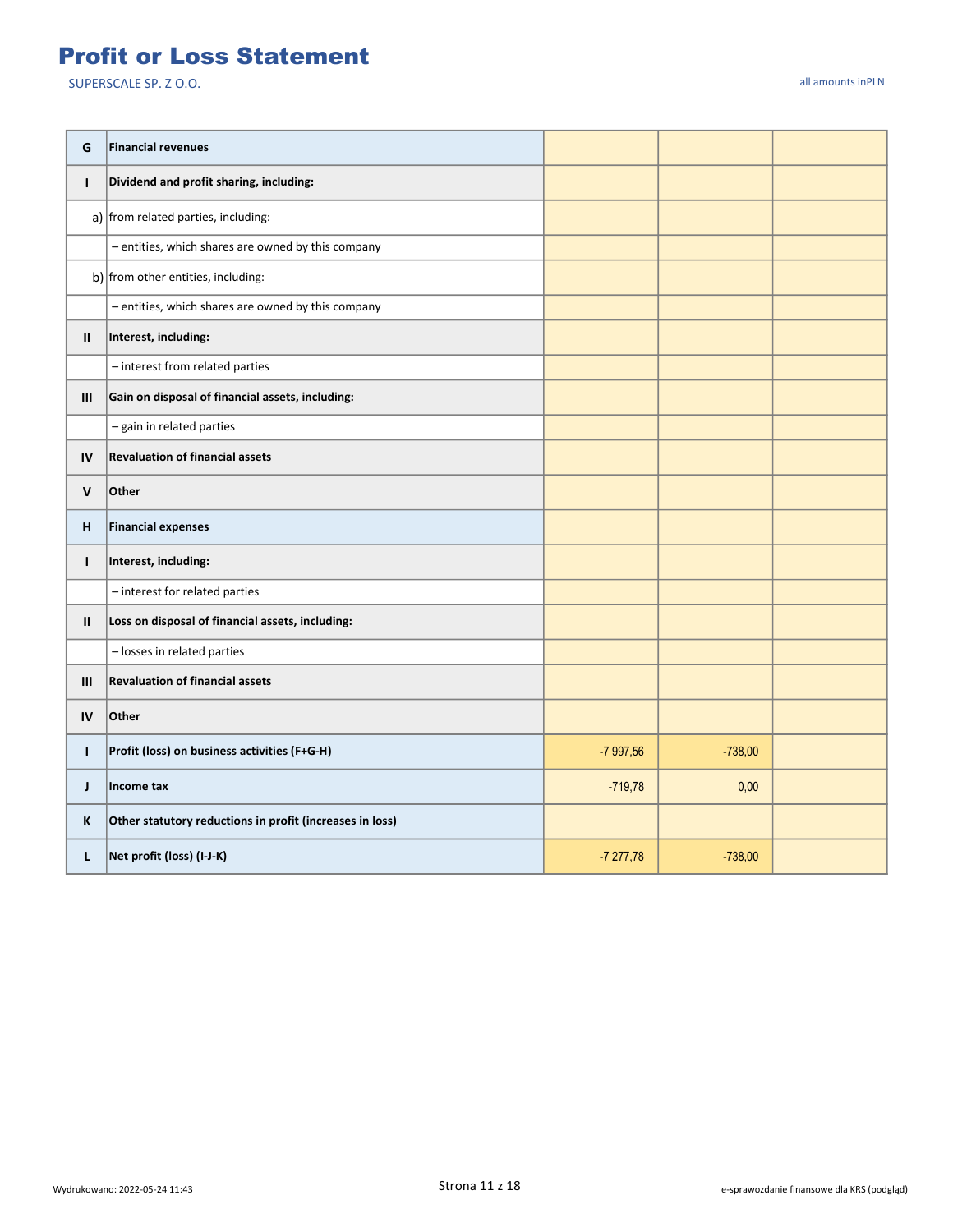# Profit or Loss Statement

SUPERSCALE SP. Z O.O.

all amounts inPLN

| | | | | |
|---|---|---|---|---|
| G | **Financial revenues** | | | |
| I | **Dividend and profit sharing, including:** | | | |
| a) | from related parties, including: | | | |
| | – entities, which shares are owned by this company | | | |
| b) | from other entities, including: | | | |
| | – entities, which shares are owned by this company | | | |
| II | **Interest, including:** | | | |
| | – interest from related parties | | | |
| III | **Gain on disposal of financial assets, including:** | | | |
| | – gain in related parties | | | |
| IV | **Revaluation of financial assets** | | | |
| V | **Other** | | | |
| H | **Financial expenses** | | | |
| I | **Interest, including:** | | | |
| | – interest for related parties | | | |
| II | **Loss on disposal of financial assets, including:** | | | |
| | – losses in related parties | | | |
| III | **Revaluation of financial assets** | | | |
| IV | **Other** | | | |
| I | **Profit (loss) on business activities (F+G-H)** | -7 997,56 | -738,00 | |
| J | **Income tax** | -719,78 | 0,00 | |
| K | **Other statutory reductions in profit (increases in loss)** | | | |
| L | **Net profit (loss) (I-J-K)** | -7 277,78 | -738,00 | |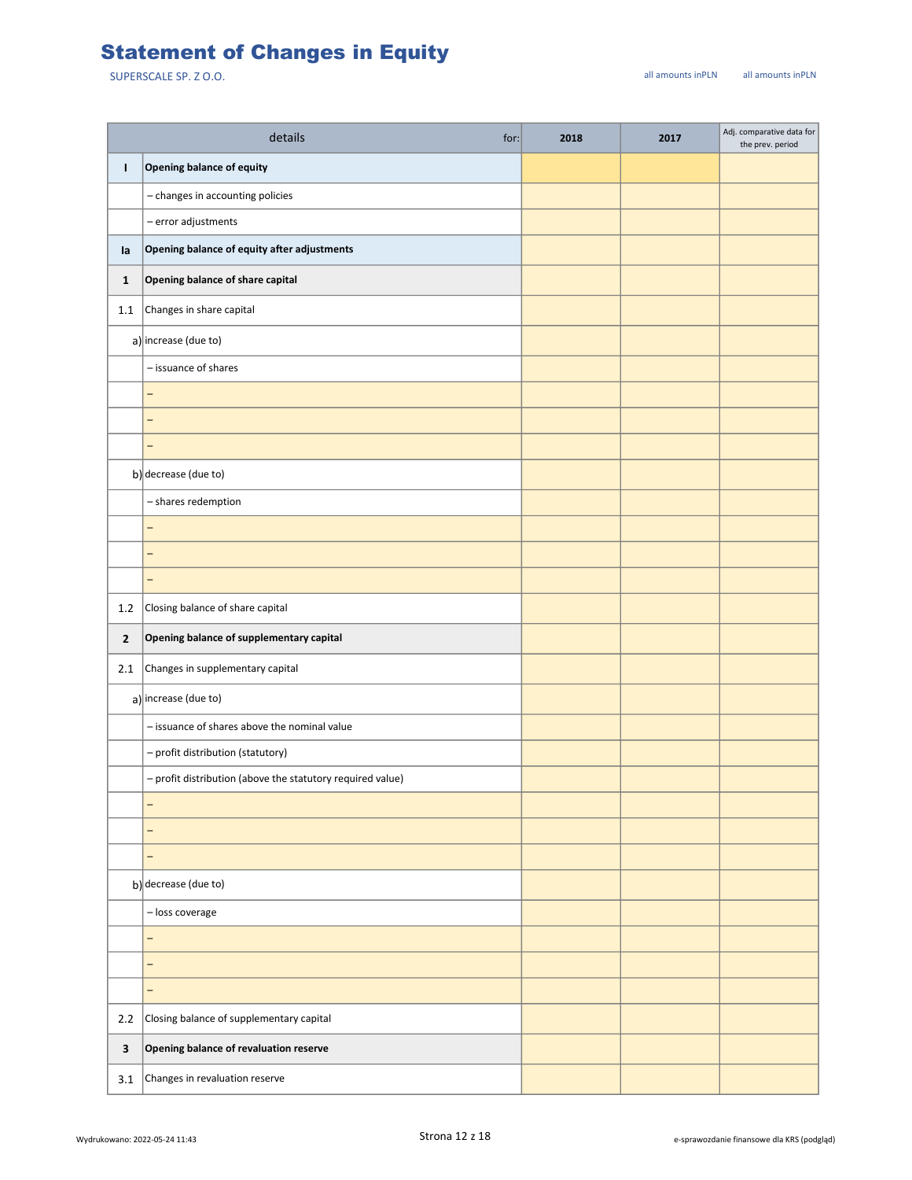# Statement of Changes in Equity

SUPERSCALE SP. Z O.O.

all amounts inPLN all amounts inPLN

| | details for: | 2018 | 2017 | Adj. comparative data for the prev. period |
|---|---|---|---|---|
| **I** | **Opening balance of equity** | | | |
| | – changes in accounting policies | | | |
| | – error adjustments | | | |
| **Ia** | **Opening balance of equity after adjustments** | | | |
| **1** | **Opening balance of share capital** | | | |
| 1.1 | Changes in share capital | | | |
| a) | increase (due to) | | | |
| | – issuance of shares | | | |
| | – | | | |
| | – | | | |
| | – | | | |
| b) | decrease (due to) | | | |
| | – shares redemption | | | |
| | – | | | |
| | – | | | |
| | – | | | |
| 1.2 | Closing balance of share capital | | | |
| **2** | **Opening balance of supplementary capital** | | | |
| 2.1 | Changes in supplementary capital | | | |
| a) | increase (due to) | | | |
| | – issuance of shares above the nominal value | | | |
| | – profit distribution (statutory) | | | |
| | – profit distribution (above the statutory required value) | | | |
| | – | | | |
| | – | | | |
| | – | | | |
| b) | decrease (due to) | | | |
| | – loss coverage | | | |
| | – | | | |
| | – | | | |
| | – | | | |
| 2.2 | Closing balance of supplementary capital | | | |
| **3** | **Opening balance of revaluation reserve** | | | |
| 3.1 | Changes in revaluation reserve | | | |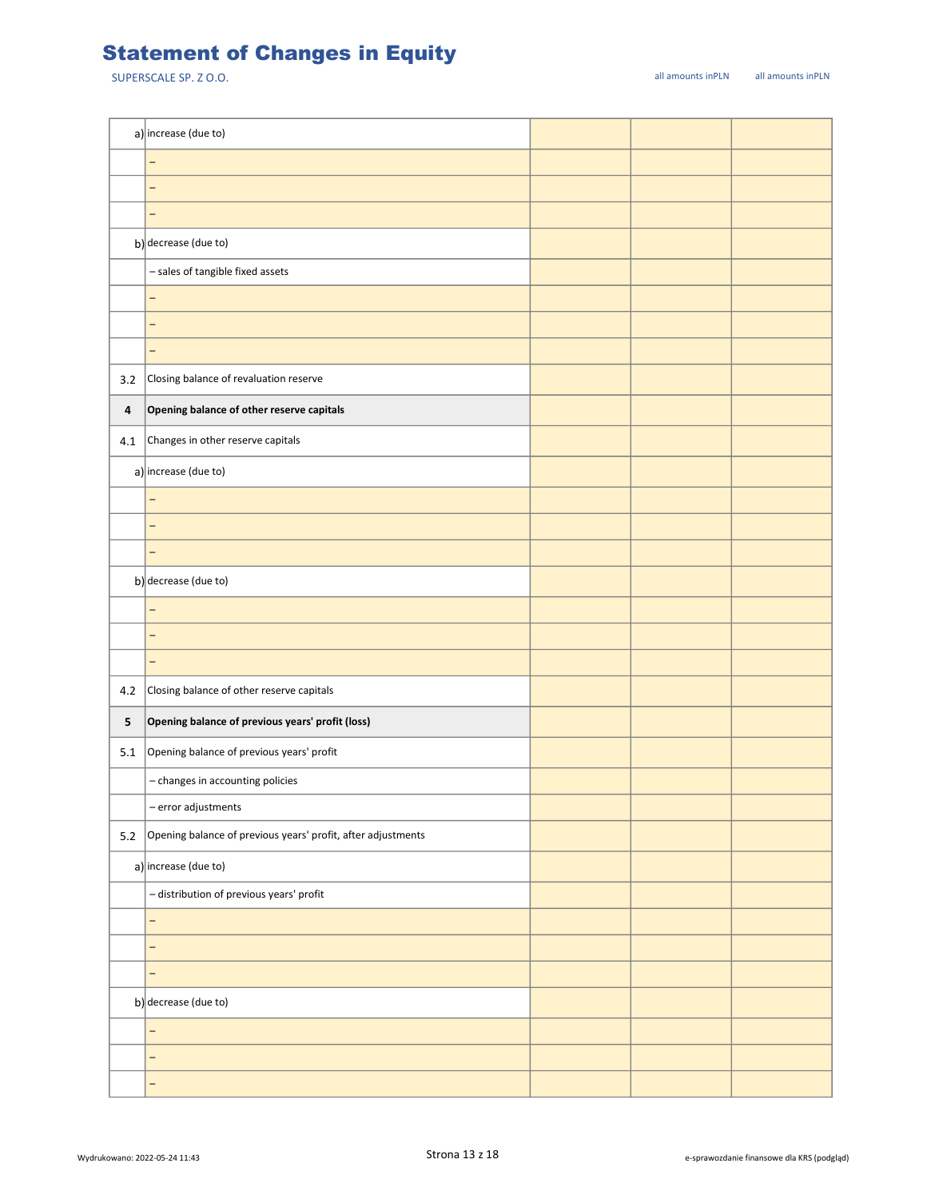# Statement of Changes in Equity

SUPERSCALE SP. Z O.O.

all amounts inPLN | all amounts inPLN

| | | | | |
|---|---|---|---|---|
| a) | increase (due to) | | | |
| | – | | | |
| | – | | | |
| | – | | | |
| b) | decrease (due to) | | | |
| | – sales of tangible fixed assets | | | |
| | – | | | |
| | – | | | |
| | – | | | |
| 3.2 | Closing balance of revaluation reserve | | | |
| **4** | **Opening balance of other reserve capitals** | | | |
| 4.1 | Changes in other reserve capitals | | | |
| a) | increase (due to) | | | |
| | – | | | |
| | – | | | |
| | – | | | |
| b) | decrease (due to) | | | |
| | – | | | |
| | – | | | |
| | – | | | |
| 4.2 | Closing balance of other reserve capitals | | | |
| **5** | **Opening balance of previous years' profit (loss)** | | | |
| 5.1 | Opening balance of previous years' profit | | | |
| | – changes in accounting policies | | | |
| | – error adjustments | | | |
| 5.2 | Opening balance of previous years' profit, after adjustments | | | |
| a) | increase (due to) | | | |
| | – distribution of previous years' profit | | | |
| | – | | | |
| | – | | | |
| | – | | | |
| b) | decrease (due to) | | | |
| | – | | | |
| | – | | | |
| | – | | | |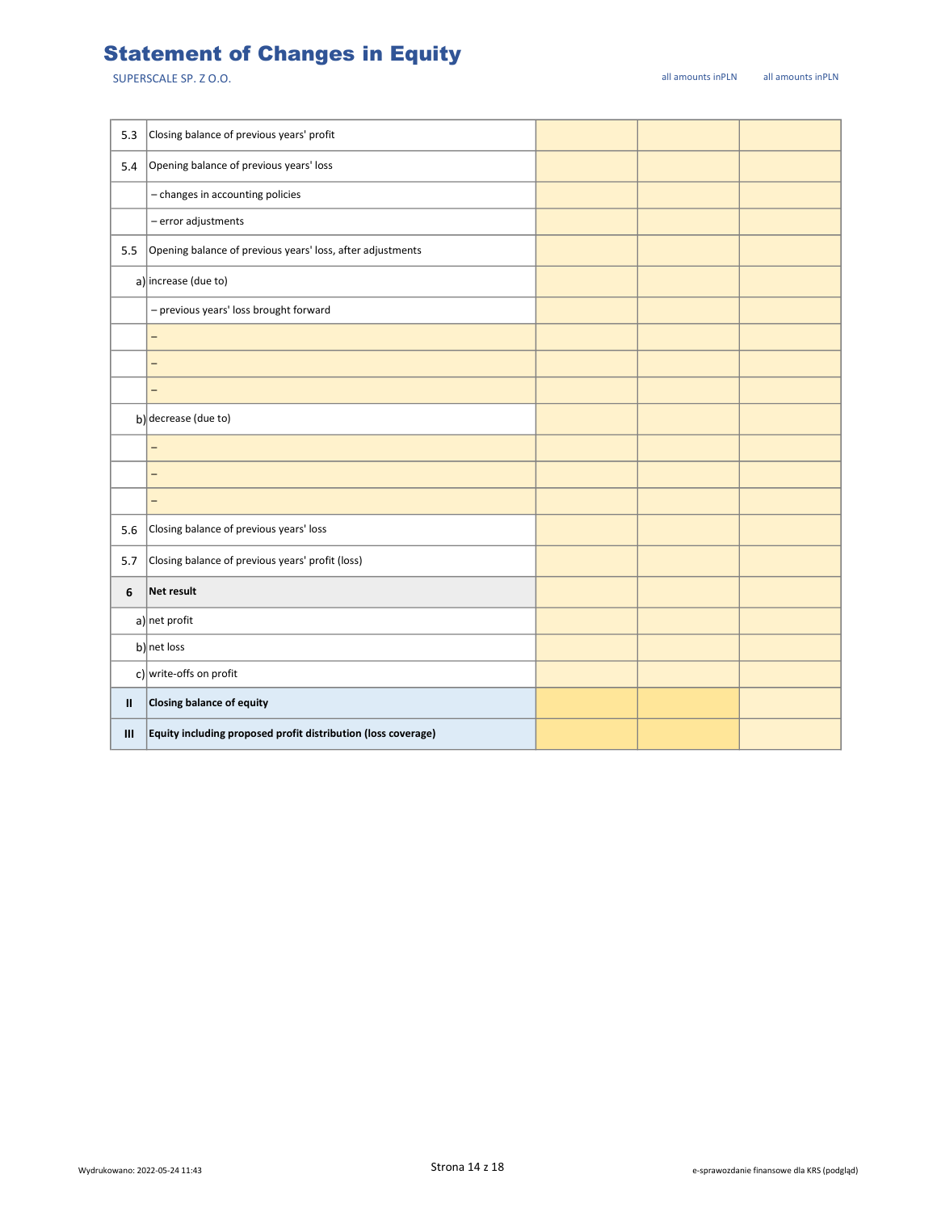# Statement of Changes in Equity

SUPERSCALE SP. Z O.O.

all amounts inPLN all amounts inPLN

| | | | | |
|---|---|---|---|---|
| 5.3 | Closing balance of previous years' profit | | | |
| 5.4 | Opening balance of previous years' loss | | | |
| | – changes in accounting policies | | | |
| | – error adjustments | | | |
| 5.5 | Opening balance of previous years' loss, after adjustments | | | |
| a) | increase (due to) | | | |
| | – previous years' loss brought forward | | | |
| | – | | | |
| | – | | | |
| | – | | | |
| b) | decrease (due to) | | | |
| | – | | | |
| | – | | | |
| | – | | | |
| 5.6 | Closing balance of previous years' loss | | | |
| 5.7 | Closing balance of previous years' profit (loss) | | | |
| **6** | **Net result** | | | |
| a) | net profit | | | |
| b) | net loss | | | |
| c) | write-offs on profit | | | |
| **II** | **Closing balance of equity** | | | |
| **III** | **Equity including proposed profit distribution (loss coverage)** | | | |

Wydrukowano: 2022-05-24 11:43

e-sprawozdanie finansowe dla KRS (podgląd)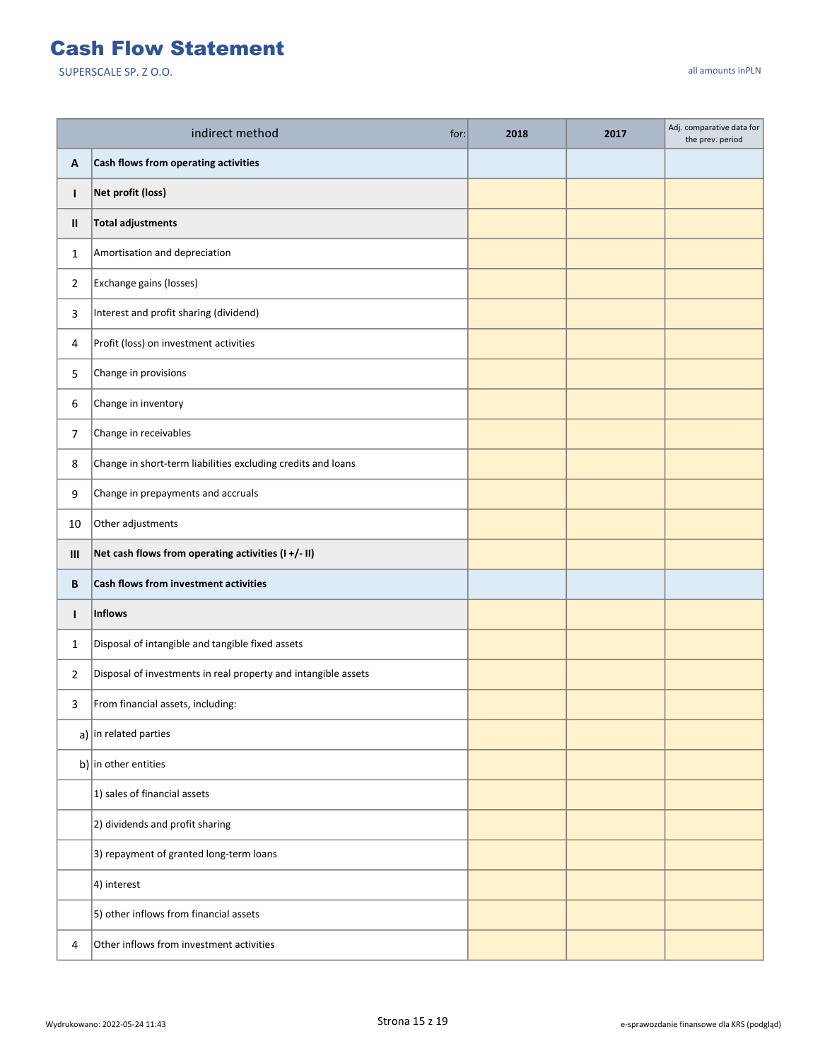# Cash Flow Statement

SUPERSCALE SP. Z O.O.

all amounts inPLN

| | indirect method for: | 2018 | 2017 | Adj. comparative data for the prev. period |
|---|---|---|---|---|
| **A** | **Cash flows from operating activities** | | | |
| **I** | **Net profit (loss)** | | | |
| **II** | **Total adjustments** | | | |
| 1 | Amortisation and depreciation | | | |
| 2 | Exchange gains (losses) | | | |
| 3 | Interest and profit sharing (dividend) | | | |
| 4 | Profit (loss) on investment activities | | | |
| 5 | Change in provisions | | | |
| 6 | Change in inventory | | | |
| 7 | Change in receivables | | | |
| 8 | Change in short-term liabilities excluding credits and loans | | | |
| 9 | Change in prepayments and accruals | | | |
| 10 | Other adjustments | | | |
| **III** | **Net cash flows from operating activities (I +/- II)** | | | |
| **B** | **Cash flows from investment activities** | | | |
| **I** | **Inflows** | | | |
| 1 | Disposal of intangible and tangible fixed assets | | | |
| 2 | Disposal of investments in real property and intangible assets | | | |
| 3 | From financial assets, including: | | | |
| a) | in related parties | | | |
| b) | in other entities | | | |
| | 1) sales of financial assets | | | |
| | 2) dividends and profit sharing | | | |
| | 3) repayment of granted long-term loans | | | |
| | 4) interest | | | |
| | 5) other inflows from financial assets | | | |
| 4 | Other inflows from investment activities | | | |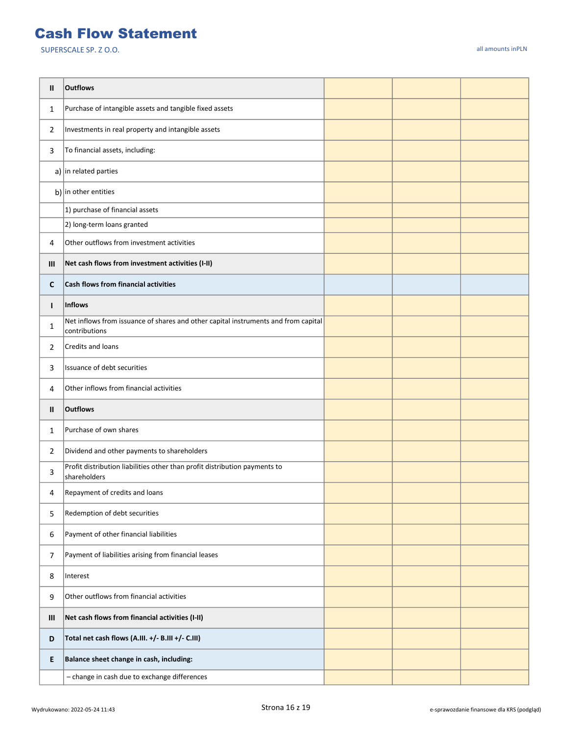# Cash Flow Statement

SUPERSCALE SP. Z O.O.

all amounts inPLN

| | | | | |
|---|---|---|---|---|
| **II** | **Outflows** | | | |
| 1 | Purchase of intangible assets and tangible fixed assets | | | |
| 2 | Investments in real property and intangible assets | | | |
| 3 | To financial assets, including: | | | |
| a) | in related parties | | | |
| b) | in other entities | | | |
| | 1) purchase of financial assets | | | |
| | 2) long-term loans granted | | | |
| 4 | Other outflows from investment activities | | | |
| **III** | **Net cash flows from investment activities (I-II)** | | | |
| **C** | **Cash flows from financial activities** | | | |
| **I** | **Inflows** | | | |
| 1 | Net inflows from issuance of shares and other capital instruments and from capital contributions | | | |
| 2 | Credits and loans | | | |
| 3 | Issuance of debt securities | | | |
| 4 | Other inflows from financial activities | | | |
| **II** | **Outflows** | | | |
| 1 | Purchase of own shares | | | |
| 2 | Dividend and other payments to shareholders | | | |
| 3 | Profit distribution liabilities other than profit distribution payments to shareholders | | | |
| 4 | Repayment of credits and loans | | | |
| 5 | Redemption of debt securities | | | |
| 6 | Payment of other financial liabilities | | | |
| 7 | Payment of liabilities arising from financial leases | | | |
| 8 | Interest | | | |
| 9 | Other outflows from financial activities | | | |
| **III** | **Net cash flows from financial activities (I-II)** | | | |
| **D** | **Total net cash flows (A.III. +/- B.III +/- C.III)** | | | |
| **E** | **Balance sheet change in cash, including:** | | | |
| | – change in cash due to exchange differences | | | |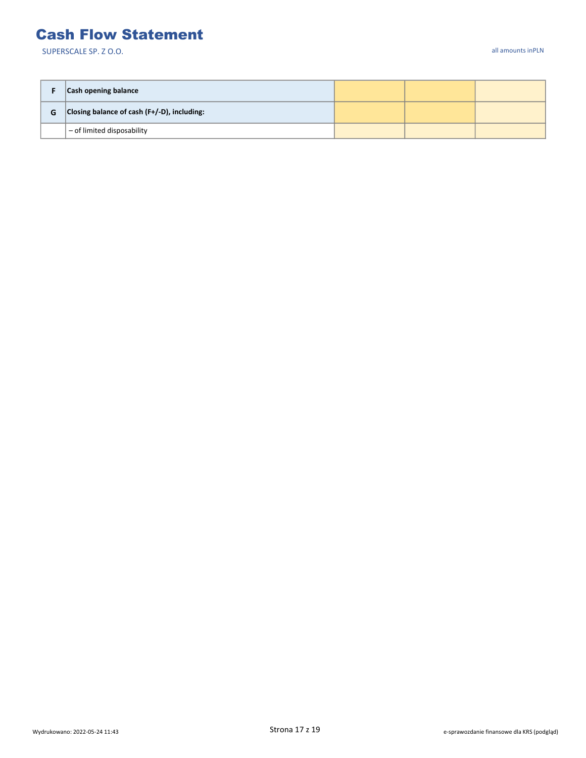# Cash Flow Statement

SUPERSCALE SP. Z O.O.

all amounts inPLN

| | | | | |
|---|---|---|---|---|
| **F** | **Cash opening balance** | | | |
| **G** | **Closing balance of cash (F+/-D), including:** | | | |
| | – of limited disposability | | | |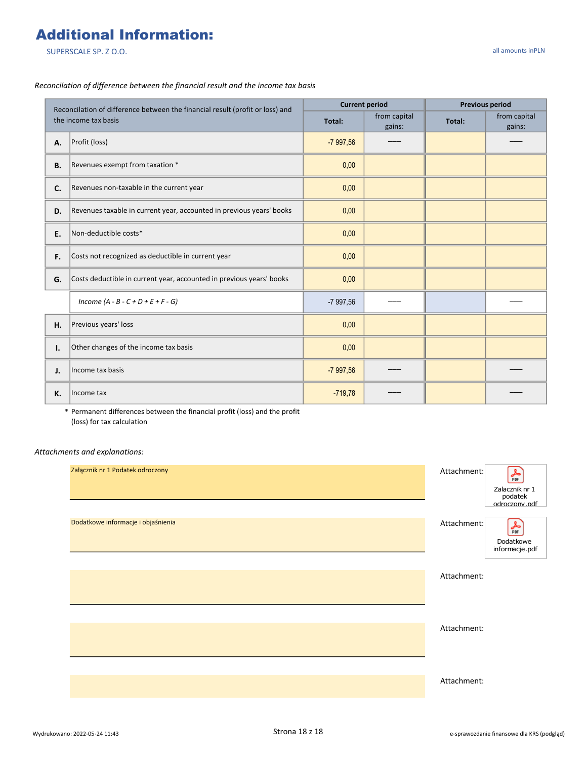# Additional Information:

SUPERSCALE SP. Z O.O.

all amounts inPLN

*Reconcilation of difference between the financial result and the income tax basis*

| | Reconcilation of difference between the financial result (profit or loss) and the income tax basis | Current period | | Previous period | |
|---|---|---|---|---|---|
| | | Total: | from capital gains: | Total: | from capital gains: |
| A. | Profit (loss) | -7 997,56 | — | | — |
| B. | Revenues exempt from taxation * | 0,00 | | | |
| C. | Revenues non-taxable in the current year | 0,00 | | | |
| D. | Revenues taxable in current year, accounted in previous years' books | 0,00 | | | |
| E. | Non-deductible costs* | 0,00 | | | |
| F. | Costs not recognized as deductible in current year | 0,00 | | | |
| G. | Costs deductible in current year, accounted in previous years' books | 0,00 | | | |
| | *Income (A - B - C + D + E + F - G)* | -7 997,56 | — | | — |
| H. | Previous years' loss | 0,00 | | | |
| I. | Other changes of the income tax basis | 0,00 | | | |
| J. | Income tax basis | -7 997,56 | — | | — |
| K. | Income tax | -719,78 | — | | — |

\* Permanent differences between the financial profit (loss) and the profit (loss) for tax calculation

*Attachments and explanations:*

Załącznik nr 1 Podatek odroczony — Attachment: Zalacznik nr 1 podatek odroczony.pdf

Dodatkowe informacje i objaśnienia — Attachment: Dodatkowe informacje.pdf

Attachment:

Attachment:

Attachment:

Wydrukowano: 2022-05-24 11:43

e-sprawozdanie finansowe dla KRS (podgląd)